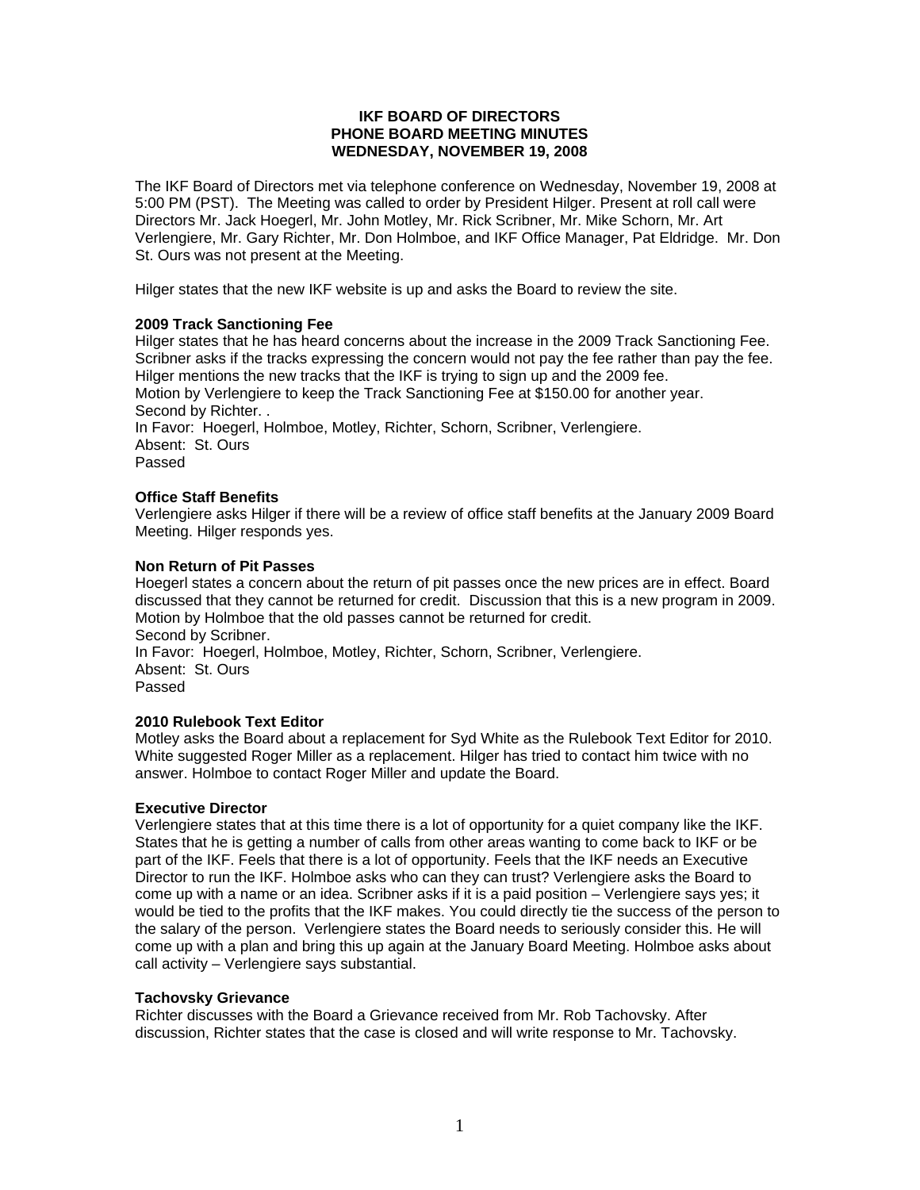# IKF BOARD OF DIRECTORS
# PHONE BOARD MEETING MINUTES
# WEDNESDAY, NOVEMBER 19, 2008

The IKF Board of Directors met via telephone conference on Wednesday, November 19, 2008 at 5:00 PM (PST). The Meeting was called to order by President Hilger. Present at roll call were Directors Mr. Jack Hoegerl, Mr. John Motley, Mr. Rick Scribner, Mr. Mike Schorn, Mr. Art Verlengiere, Mr. Gary Richter, Mr. Don Holmboe, and IKF Office Manager, Pat Eldridge. Mr. Don St. Ours was not present at the Meeting.

Hilger states that the new IKF website is up and asks the Board to review the site.

**2009 Track Sanctioning Fee**

Hilger states that he has heard concerns about the increase in the 2009 Track Sanctioning Fee. Scribner asks if the tracks expressing the concern would not pay the fee rather than pay the fee. Hilger mentions the new tracks that the IKF is trying to sign up and the 2009 fee.
Motion by Verlengiere to keep the Track Sanctioning Fee at $150.00 for another year.
Second by Richter. .
In Favor: Hoegerl, Holmboe, Motley, Richter, Schorn, Scribner, Verlengiere.
Absent: St. Ours
Passed

**Office Staff Benefits**

Verlengiere asks Hilger if there will be a review of office staff benefits at the January 2009 Board Meeting. Hilger responds yes.

**Non Return of Pit Passes**

Hoegerl states a concern about the return of pit passes once the new prices are in effect. Board discussed that they cannot be returned for credit. Discussion that this is a new program in 2009.
Motion by Holmboe that the old passes cannot be returned for credit.
Second by Scribner.
In Favor: Hoegerl, Holmboe, Motley, Richter, Schorn, Scribner, Verlengiere.
Absent: St. Ours
Passed

**2010 Rulebook Text Editor**

Motley asks the Board about a replacement for Syd White as the Rulebook Text Editor for 2010. White suggested Roger Miller as a replacement. Hilger has tried to contact him twice with no answer. Holmboe to contact Roger Miller and update the Board.

**Executive Director**

Verlengiere states that at this time there is a lot of opportunity for a quiet company like the IKF. States that he is getting a number of calls from other areas wanting to come back to IKF or be part of the IKF. Feels that there is a lot of opportunity. Feels that the IKF needs an Executive Director to run the IKF. Holmboe asks who can they can trust? Verlengiere asks the Board to come up with a name or an idea. Scribner asks if it is a paid position – Verlengiere says yes; it would be tied to the profits that the IKF makes. You could directly tie the success of the person to the salary of the person. Verlengiere states the Board needs to seriously consider this. He will come up with a plan and bring this up again at the January Board Meeting. Holmboe asks about call activity – Verlengiere says substantial.

**Tachovsky Grievance**

Richter discusses with the Board a Grievance received from Mr. Rob Tachovsky. After discussion, Richter states that the case is closed and will write response to Mr. Tachovsky.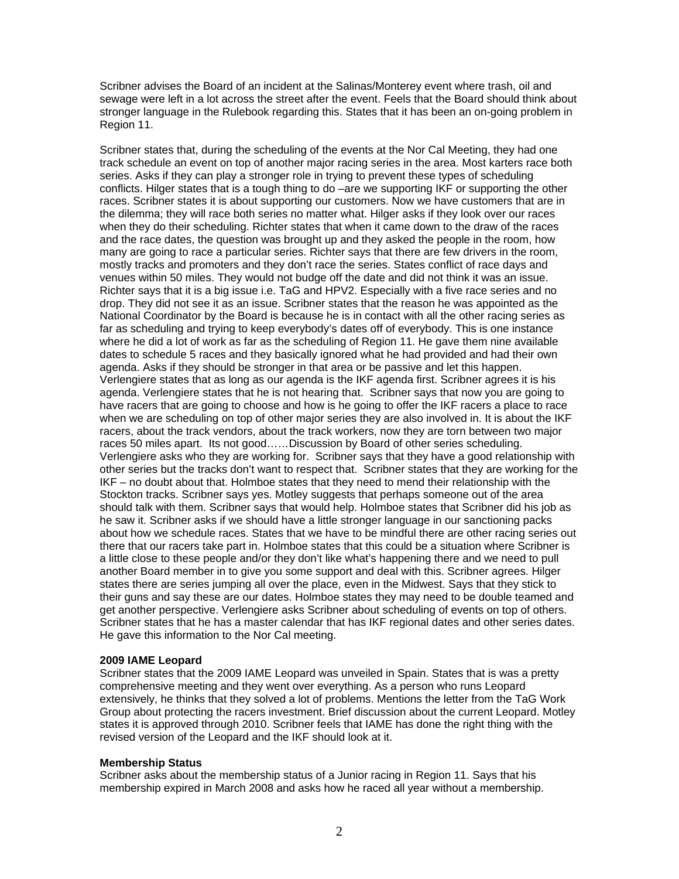Scribner advises the Board of an incident at the Salinas/Monterey event where trash, oil and sewage were left in a lot across the street after the event. Feels that the Board should think about stronger language in the Rulebook regarding this. States that it has been an on-going problem in Region 11.

Scribner states that, during the scheduling of the events at the Nor Cal Meeting, they had one track schedule an event on top of another major racing series in the area. Most karters race both series. Asks if they can play a stronger role in trying to prevent these types of scheduling conflicts. Hilger states that is a tough thing to do –are we supporting IKF or supporting the other races. Scribner states it is about supporting our customers. Now we have customers that are in the dilemma; they will race both series no matter what. Hilger asks if they look over our races when they do their scheduling. Richter states that when it came down to the draw of the races and the race dates, the question was brought up and they asked the people in the room, how many are going to race a particular series. Richter says that there are few drivers in the room, mostly tracks and promoters and they don't race the series. States conflict of race days and venues within 50 miles. They would not budge off the date and did not think it was an issue. Richter says that it is a big issue i.e. TaG and HPV2. Especially with a five race series and no drop. They did not see it as an issue. Scribner states that the reason he was appointed as the National Coordinator by the Board is because he is in contact with all the other racing series as far as scheduling and trying to keep everybody's dates off of everybody. This is one instance where he did a lot of work as far as the scheduling of Region 11. He gave them nine available dates to schedule 5 races and they basically ignored what he had provided and had their own agenda. Asks if they should be stronger in that area or be passive and let this happen. Verlengiere states that as long as our agenda is the IKF agenda first. Scribner agrees it is his agenda. Verlengiere states that he is not hearing that. Scribner says that now you are going to have racers that are going to choose and how is he going to offer the IKF racers a place to race when we are scheduling on top of other major series they are also involved in. It is about the IKF racers, about the track vendors, about the track workers, now they are torn between two major races 50 miles apart. Its not good……Discussion by Board of other series scheduling. Verlengiere asks who they are working for. Scribner says that they have a good relationship with other series but the tracks don't want to respect that. Scribner states that they are working for the IKF – no doubt about that. Holmboe states that they need to mend their relationship with the Stockton tracks. Scribner says yes. Motley suggests that perhaps someone out of the area should talk with them. Scribner says that would help. Holmboe states that Scribner did his job as he saw it. Scribner asks if we should have a little stronger language in our sanctioning packs about how we schedule races. States that we have to be mindful there are other racing series out there that our racers take part in. Holmboe states that this could be a situation where Scribner is a little close to these people and/or they don't like what's happening there and we need to pull another Board member in to give you some support and deal with this. Scribner agrees. Hilger states there are series jumping all over the place, even in the Midwest. Says that they stick to their guns and say these are our dates. Holmboe states they may need to be double teamed and get another perspective. Verlengiere asks Scribner about scheduling of events on top of others. Scribner states that he has a master calendar that has IKF regional dates and other series dates. He gave this information to the Nor Cal meeting.

**2009 IAME Leopard**

Scribner states that the 2009 IAME Leopard was unveiled in Spain. States that is was a pretty comprehensive meeting and they went over everything. As a person who runs Leopard extensively, he thinks that they solved a lot of problems. Mentions the letter from the TaG Work Group about protecting the racers investment. Brief discussion about the current Leopard. Motley states it is approved through 2010. Scribner feels that IAME has done the right thing with the revised version of the Leopard and the IKF should look at it.

**Membership Status**

Scribner asks about the membership status of a Junior racing in Region 11. Says that his membership expired in March 2008 and asks how he raced all year without a membership.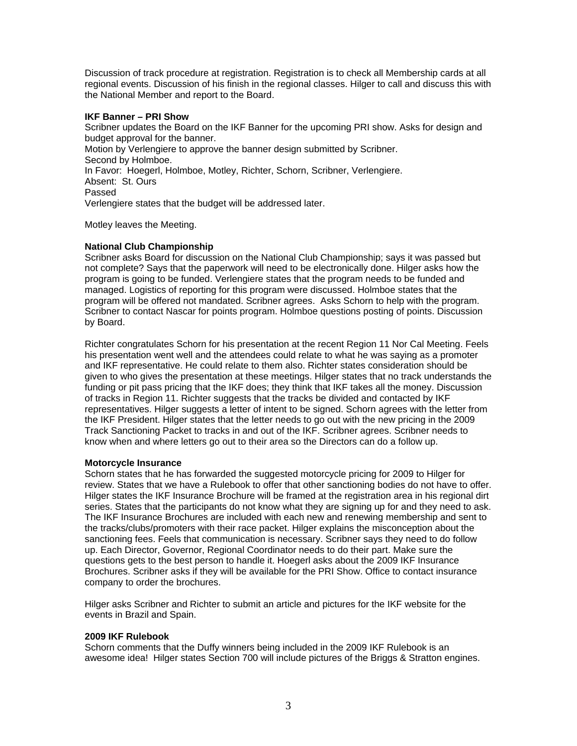Discussion of track procedure at registration. Registration is to check all Membership cards at all regional events. Discussion of his finish in the regional classes. Hilger to call and discuss this with the National Member and report to the Board.

**IKF Banner – PRI Show**

Scribner updates the Board on the IKF Banner for the upcoming PRI show. Asks for design and budget approval for the banner.
Motion by Verlengiere to approve the banner design submitted by Scribner.
Second by Holmboe.
In Favor: Hoegerl, Holmboe, Motley, Richter, Schorn, Scribner, Verlengiere.
Absent: St. Ours
Passed
Verlengiere states that the budget will be addressed later.

Motley leaves the Meeting.

**National Club Championship**

Scribner asks Board for discussion on the National Club Championship; says it was passed but not complete? Says that the paperwork will need to be electronically done. Hilger asks how the program is going to be funded. Verlengiere states that the program needs to be funded and managed. Logistics of reporting for this program were discussed. Holmboe states that the program will be offered not mandated. Scribner agrees. Asks Schorn to help with the program. Scribner to contact Nascar for points program. Holmboe questions posting of points. Discussion by Board.

Richter congratulates Schorn for his presentation at the recent Region 11 Nor Cal Meeting. Feels his presentation went well and the attendees could relate to what he was saying as a promoter and IKF representative. He could relate to them also. Richter states consideration should be given to who gives the presentation at these meetings. Hilger states that no track understands the funding or pit pass pricing that the IKF does; they think that IKF takes all the money. Discussion of tracks in Region 11. Richter suggests that the tracks be divided and contacted by IKF representatives. Hilger suggests a letter of intent to be signed. Schorn agrees with the letter from the IKF President. Hilger states that the letter needs to go out with the new pricing in the 2009 Track Sanctioning Packet to tracks in and out of the IKF. Scribner agrees. Scribner needs to know when and where letters go out to their area so the Directors can do a follow up.

**Motorcycle Insurance**

Schorn states that he has forwarded the suggested motorcycle pricing for 2009 to Hilger for review. States that we have a Rulebook to offer that other sanctioning bodies do not have to offer. Hilger states the IKF Insurance Brochure will be framed at the registration area in his regional dirt series. States that the participants do not know what they are signing up for and they need to ask. The IKF Insurance Brochures are included with each new and renewing membership and sent to the tracks/clubs/promoters with their race packet. Hilger explains the misconception about the sanctioning fees. Feels that communication is necessary. Scribner says they need to do follow up. Each Director, Governor, Regional Coordinator needs to do their part. Make sure the questions gets to the best person to handle it. Hoegerl asks about the 2009 IKF Insurance Brochures. Scribner asks if they will be available for the PRI Show. Office to contact insurance company to order the brochures.

Hilger asks Scribner and Richter to submit an article and pictures for the IKF website for the events in Brazil and Spain.

**2009 IKF Rulebook**

Schorn comments that the Duffy winners being included in the 2009 IKF Rulebook is an awesome idea! Hilger states Section 700 will include pictures of the Briggs & Stratton engines.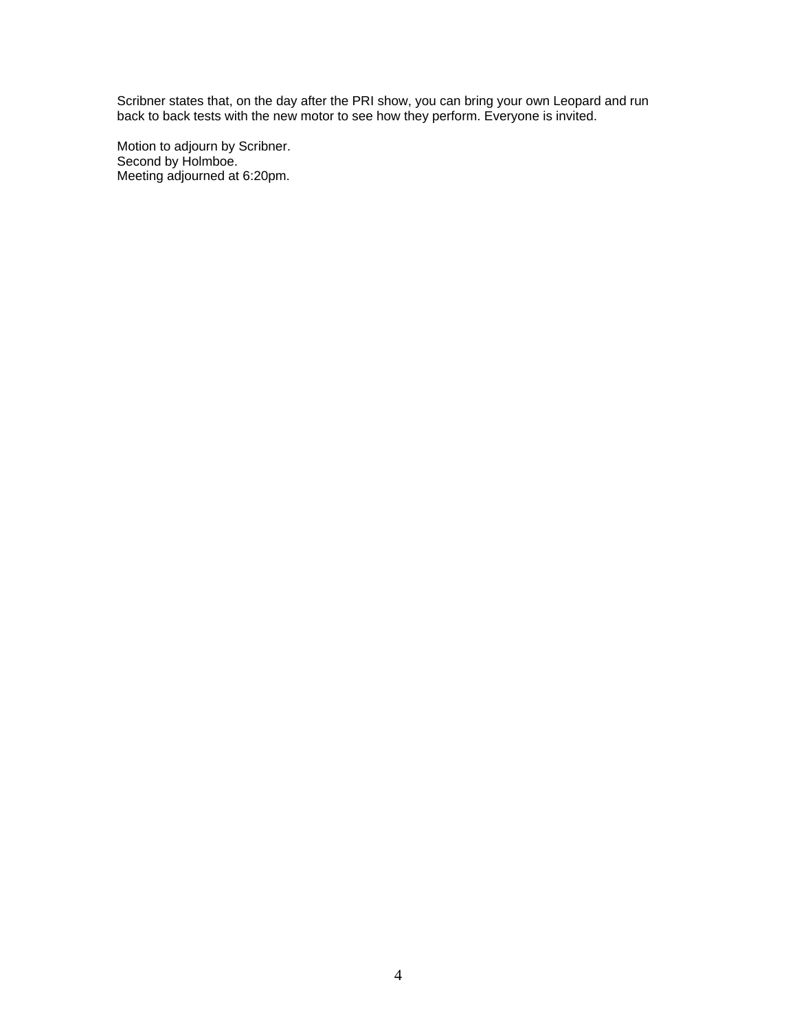Scribner states that, on the day after the PRI show, you can bring your own Leopard and run back to back tests with the new motor to see how they perform. Everyone is invited.

Motion to adjourn by Scribner.
Second by Holmboe.
Meeting adjourned at 6:20pm.